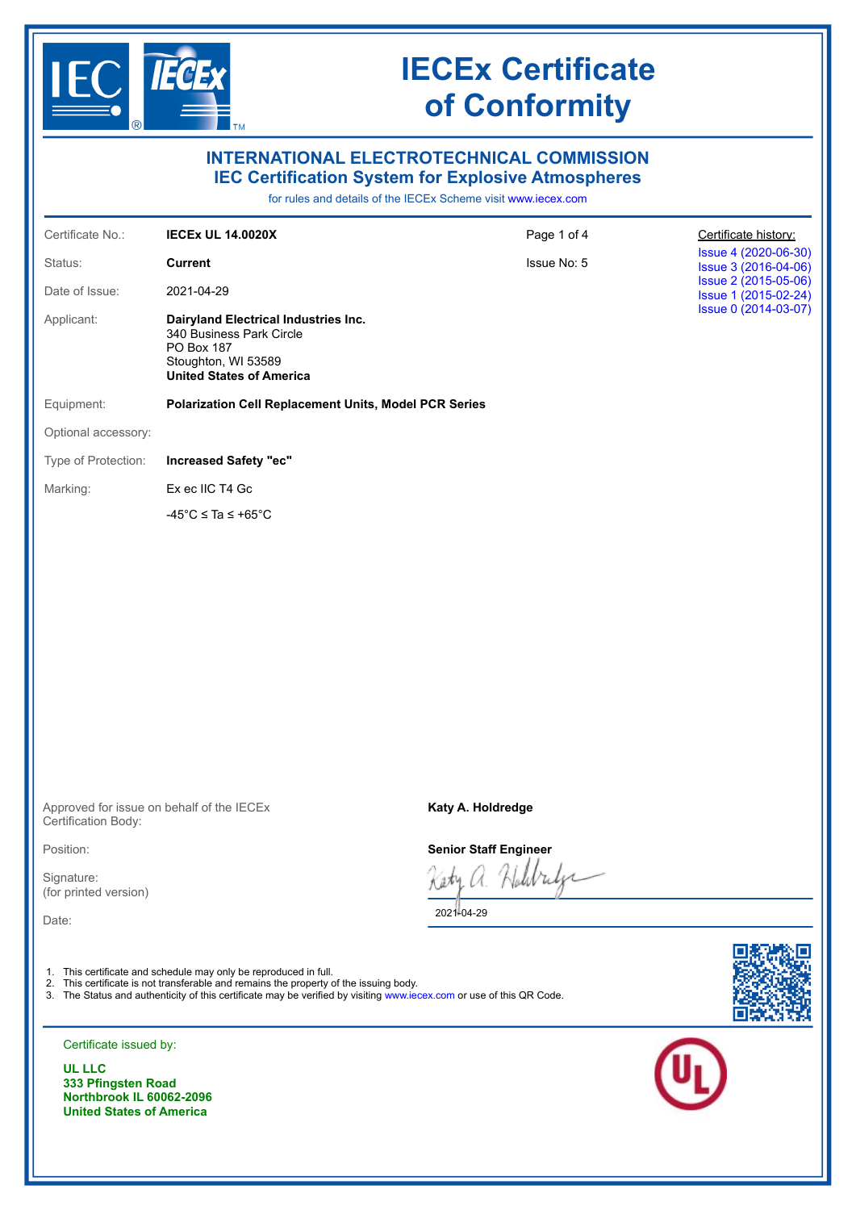# IECEx Certificate of Conformity

## INTERNATIONAL ELECTROTECHNICAL COMMISSION
## IEC Certification System for Explosive Atmospheres

for rules and details of the IECEx Scheme visit www.iecex.com

| | | | |
|---|---|---|---|
| Certificate No.: | **IECEx UL 14.0020X** | Page 1 of 4 | Certificate history: |
| Status: | **Current** | Issue No: 5 | Issue 4 (2020-06-30) |
| Date of Issue: | 2021-04-29 | | Issue 3 (2016-04-06) |
| | | | Issue 2 (2015-05-06) |
| | | | Issue 1 (2015-02-24) |
| | | | Issue 0 (2014-03-07) |

Applicant: **Dairyland Electrical Industries Inc.**
340 Business Park Circle
PO Box 187
Stoughton, WI 53589
**United States of America**

Equipment: **Polarization Cell Replacement Units, Model PCR Series**

Optional accessory:

Type of Protection: **Increased Safety "ec"**

Marking: Ex ec IIC T4 Gc

-45°C ≤ Ta ≤ +65°C

Approved for issue on behalf of the IECEx Certification Body: **Katy A. Holdredge**

Position: **Senior Staff Engineer**

Signature: (for printed version)

Date: 2021-04-29

1. This certificate and schedule may only be reproduced in full.
2. This certificate is not transferable and remains the property of the issuing body.
3. The Status and authenticity of this certificate may be verified by visiting www.iecex.com or use of this QR Code.

Certificate issued by:

**UL LLC**
**333 Pfingsten Road**
**Northbrook IL 60062-2096**
**United States of America**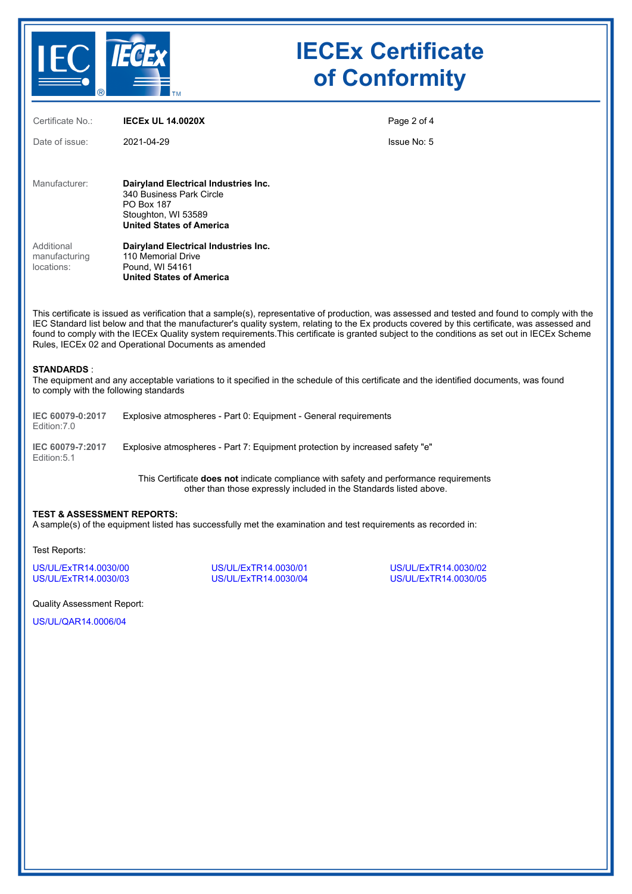# IECEx Certificate of Conformity

Certificate No.: **IECEx UL 14.0020X**

Date of issue: 2021-04-29

Issue No: 5

Manufacturer: **Dairyland Electrical Industries Inc.**
340 Business Park Circle
PO Box 187
Stoughton, WI 53589
**United States of America**

Additional manufacturing locations: **Dairyland Electrical Industries Inc.**
110 Memorial Drive
Pound, WI 54161
**United States of America**

This certificate is issued as verification that a sample(s), representative of production, was assessed and tested and found to comply with the IEC Standard list below and that the manufacturer's quality system, relating to the Ex products covered by this certificate, was assessed and found to comply with the IECEx Quality system requirements.This certificate is granted subject to the conditions as set out in IECEx Scheme Rules, IECEx 02 and Operational Documents as amended

**STANDARDS** :
The equipment and any acceptable variations to it specified in the schedule of this certificate and the identified documents, was found to comply with the following standards

| Standard | Title |
| --- | --- |
| **IEC 60079-0:2017** Edition:7.0 | Explosive atmospheres - Part 0: Equipment - General requirements |
| **IEC 60079-7:2017** Edition:5.1 | Explosive atmospheres - Part 7: Equipment protection by increased safety "e" |

This Certificate **does not** indicate compliance with safety and performance requirements other than those expressly included in the Standards listed above.

**TEST & ASSESSMENT REPORTS:**
A sample(s) of the equipment listed has successfully met the examination and test requirements as recorded in:

Test Reports:

US/UL/ExTR14.0030/00
US/UL/ExTR14.0030/01
US/UL/ExTR14.0030/02
US/UL/ExTR14.0030/03
US/UL/ExTR14.0030/04
US/UL/ExTR14.0030/05

Quality Assessment Report:

US/UL/QAR14.0006/04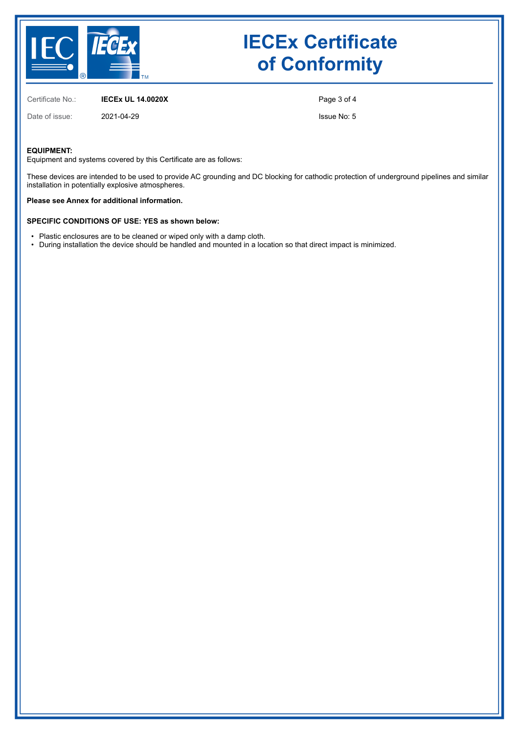Certificate No.: **IECEx UL 14.0020X**

Date of issue: 2021-04-29

Issue No: 5

**EQUIPMENT:**
Equipment and systems covered by this Certificate are as follows:

These devices are intended to be used to provide AC grounding and DC blocking for cathodic protection of underground pipelines and similar installation in potentially explosive atmospheres.

**Please see Annex for additional information.**

**SPECIFIC CONDITIONS OF USE: YES as shown below:**

- Plastic enclosures are to be cleaned or wiped only with a damp cloth.
- During installation the device should be handled and mounted in a location so that direct impact is minimized.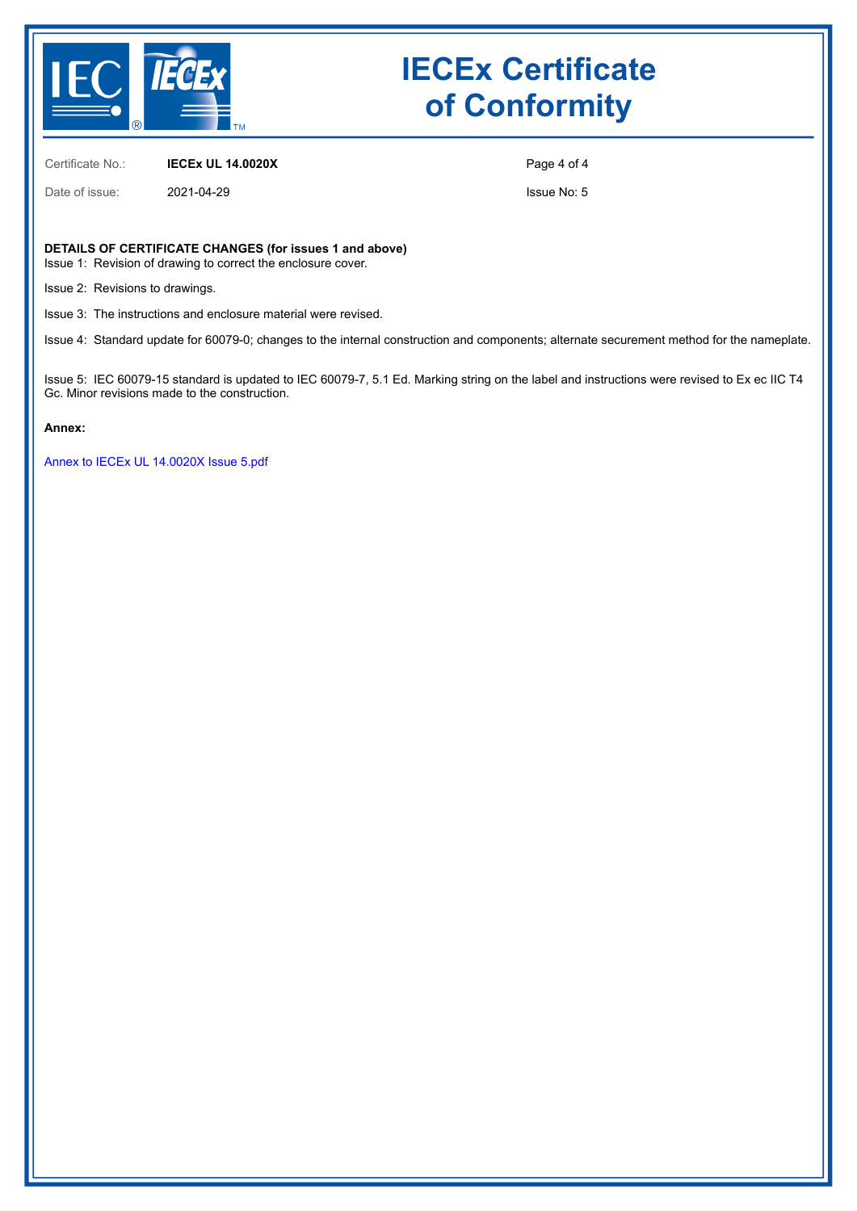# IECEx Certificate of Conformity

| | | | |
|---|---|---|---|
| Certificate No.: | **IECEx UL 14.0020X** | | |
| Date of issue: | 2021-04-29 | | Issue No: 5 |

**DETAILS OF CERTIFICATE CHANGES (for issues 1 and above)**

Issue 1: Revision of drawing to correct the enclosure cover.

Issue 2: Revisions to drawings.

Issue 3: The instructions and enclosure material were revised.

Issue 4: Standard update for 60079-0; changes to the internal construction and components; alternate securement method for the nameplate.

Issue 5: IEC 60079-15 standard is updated to IEC 60079-7, 5.1 Ed. Marking string on the label and instructions were revised to Ex ec IIC T4 Gc. Minor revisions made to the construction.

**Annex:**

Annex to IECEx UL 14.0020X Issue 5.pdf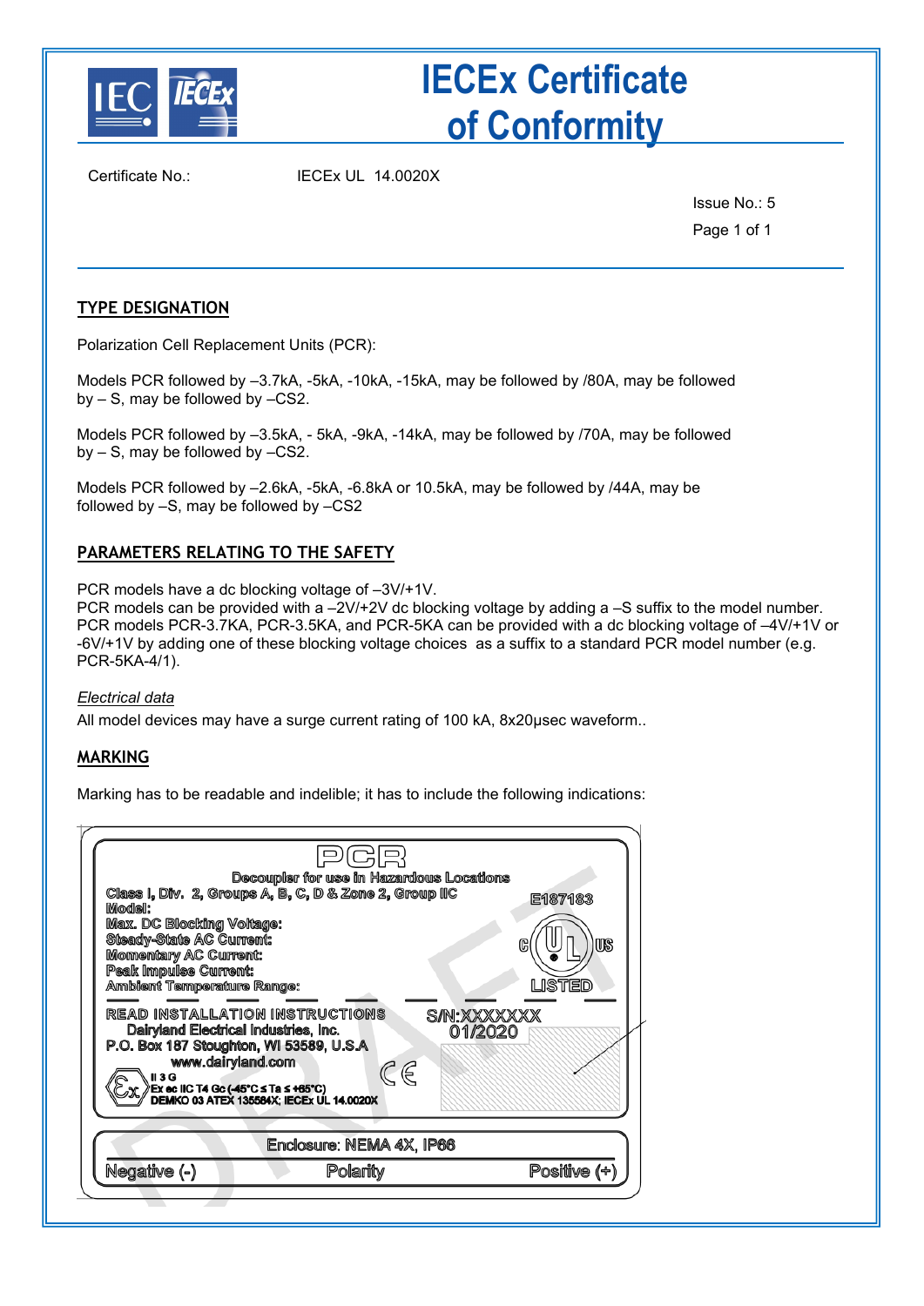# IECEx Certificate of Conformity

Certificate No.: IECEx UL 14.0020X

Issue No.: 5

## TYPE DESIGNATION

Polarization Cell Replacement Units (PCR):

Models PCR followed by –3.7kA, -5kA, -10kA, -15kA, may be followed by /80A, may be followed by – S, may be followed by –CS2.

Models PCR followed by –3.5kA, - 5kA, -9kA, -14kA, may be followed by /70A, may be followed by – S, may be followed by –CS2.

Models PCR followed by –2.6kA, -5kA, -6.8kA or 10.5kA, may be followed by /44A, may be followed by –S, may be followed by –CS2

## PARAMETERS RELATING TO THE SAFETY

PCR models have a dc blocking voltage of –3V/+1V.
PCR models can be provided with a –2V/+2V dc blocking voltage by adding a –S suffix to the model number.
PCR models PCR-3.7KA, PCR-3.5KA, and PCR-5KA can be provided with a dc blocking voltage of –4V/+1V or -6V/+1V by adding one of these blocking voltage choices as a suffix to a standard PCR model number (e.g. PCR-5KA-4/1).

*Electrical data*

All model devices may have a surge current rating of 100 kA, 8x20µsec waveform..

## MARKING

Marking has to be readable and indelible; it has to include the following indications:

PCR
Decoupler for use in Hazardous Locations
Class I, Div. 2, Groups A, B, C, D & Zone 2, Group IIC
Model:
Max. DC Blocking Voltage:
Steady-State AC Current:
Momentary AC Current:
Peak Impulse Current:
Ambient Temperature Range:

E187183
C UL US
LISTED

READ INSTALLATION INSTRUCTIONS
Dairyland Electrical Industries, Inc.
P.O. Box 187 Stoughton, WI 53589, U.S.A
www.dairyland.com

S/N:XXXXXXX
01/2020

II 3 G
Ex ec IIC T4 Gc (-45°C ≤ Ta ≤ +65°C)
DEMKO 03 ATEX 135584X; IECEx UL 14.0020X
CE

Enclosure: NEMA 4X, IP66

Negative (-) Polarity Positive (+)

DRAFT